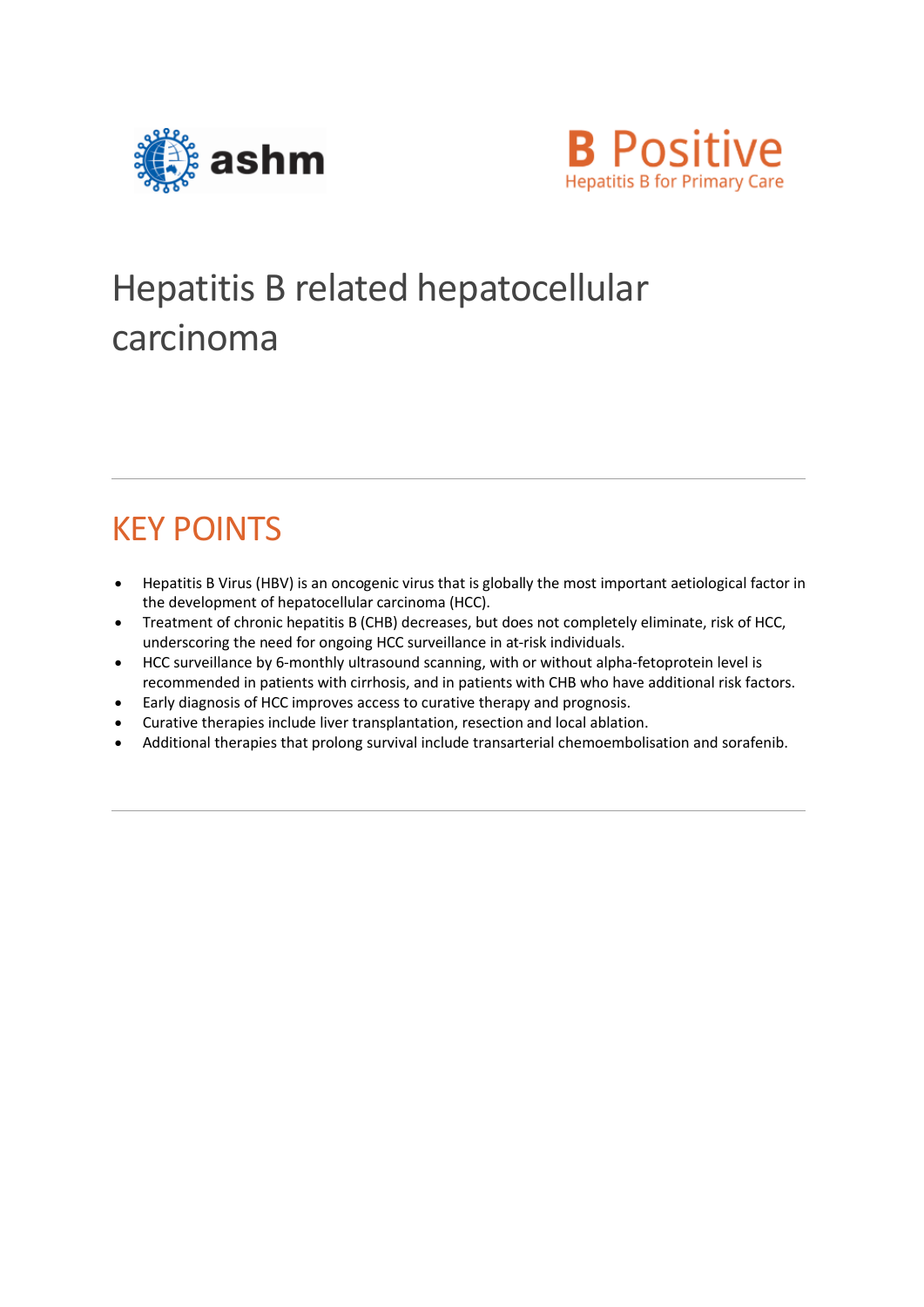# Hepatitis B related hepatocellular carcinoma

## KEY POINTS

- Hepatitis B Virus (HBV) is an oncogenic virus that is globally the most important aetiological factor in the development of hepatocellular carcinoma (HCC).
- Treatment of chronic hepatitis B (CHB) decreases, but does not completely eliminate, risk of HCC, underscoring the need for ongoing HCC surveillance in at-risk individuals.
- HCC surveillance by 6-monthly ultrasound scanning, with or without alpha-fetoprotein level is recommended in patients with cirrhosis, and in patients with CHB who have additional risk factors.
- Early diagnosis of HCC improves access to curative therapy and prognosis.
- Curative therapies include liver transplantation, resection and local ablation.
- Additional therapies that prolong survival include transarterial chemoembolisation and sorafenib.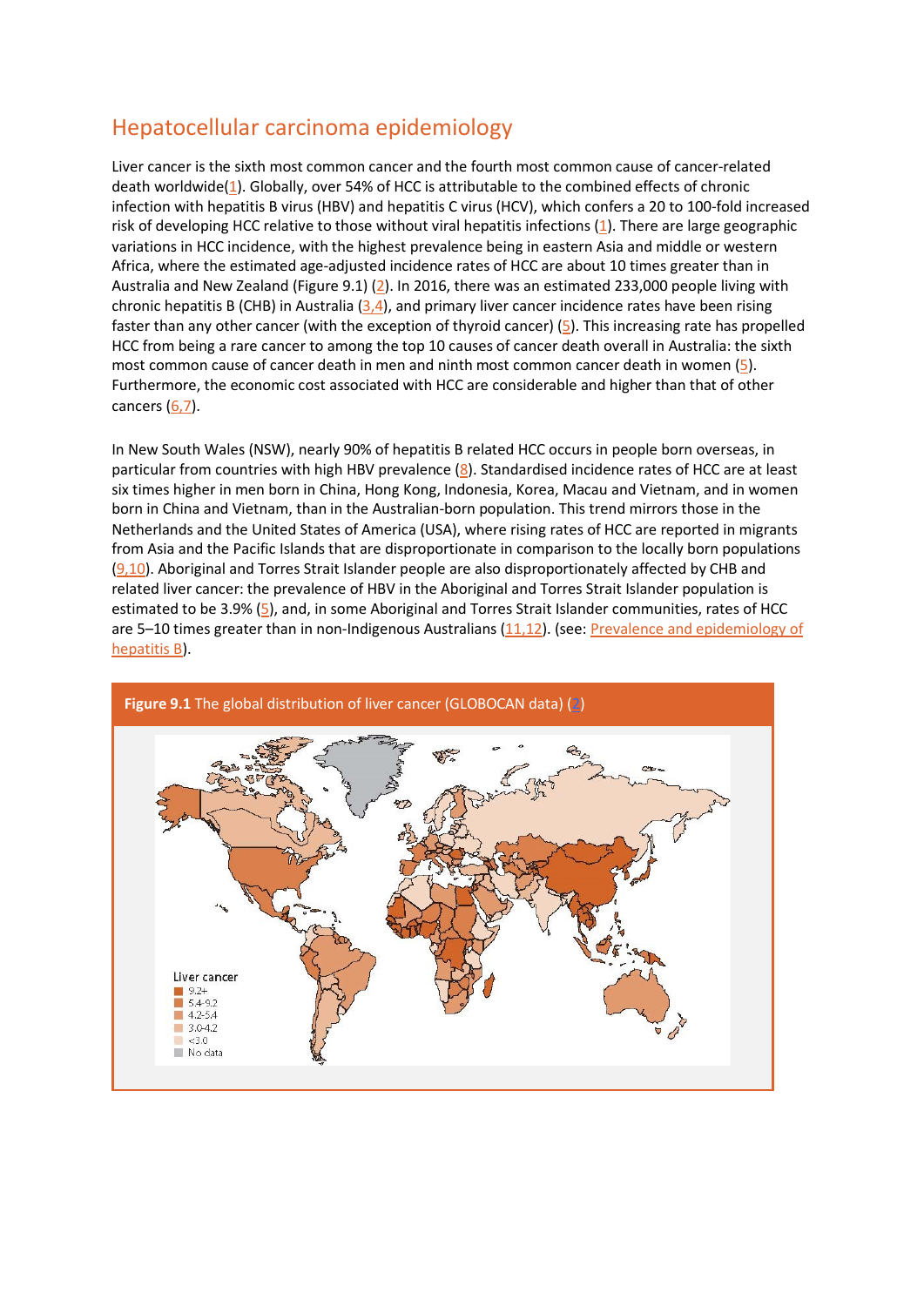## Hepatocellular carcinoma epidemiology

Liver cancer is the sixth most common cancer and the fourth most common cause of cancer-related death worldwide(1). Globally, over 54% of HCC is attributable to the combined effects of chronic infection with hepatitis B virus (HBV) and hepatitis C virus (HCV), which confers a 20 to 100-fold increased risk of developing HCC relative to those without viral hepatitis infections (1). There are large geographic variations in HCC incidence, with the highest prevalence being in eastern Asia and middle or western Africa, where the estimated age-adjusted incidence rates of HCC are about 10 times greater than in Australia and New Zealand (Figure 9.1) (2). In 2016, there was an estimated 233,000 people living with chronic hepatitis B (CHB) in Australia (3,4), and primary liver cancer incidence rates have been rising faster than any other cancer (with the exception of thyroid cancer) (5). This increasing rate has propelled HCC from being a rare cancer to among the top 10 causes of cancer death overall in Australia: the sixth most common cause of cancer death in men and ninth most common cancer death in women (5). Furthermore, the economic cost associated with HCC are considerable and higher than that of other cancers (6,7).

In New South Wales (NSW), nearly 90% of hepatitis B related HCC occurs in people born overseas, in particular from countries with high HBV prevalence (8). Standardised incidence rates of HCC are at least six times higher in men born in China, Hong Kong, Indonesia, Korea, Macau and Vietnam, and in women born in China and Vietnam, than in the Australian-born population. This trend mirrors those in the Netherlands and the United States of America (USA), where rising rates of HCC are reported in migrants from Asia and the Pacific Islands that are disproportionate in comparison to the locally born populations (9,10). Aboriginal and Torres Strait Islander people are also disproportionately affected by CHB and related liver cancer: the prevalence of HBV in the Aboriginal and Torres Strait Islander population is estimated to be 3.9% (5), and, in some Aboriginal and Torres Strait Islander communities, rates of HCC are 5–10 times greater than in non-Indigenous Australians (11,12). (see: Prevalence and epidemiology of hepatitis B).

**Figure 9.1** The global distribution of liver cancer (GLOBOCAN data) (2)

Liver cancer
9.2+
5.4-9.2
4.2-5.4
3.0-4.2
<3.0
No data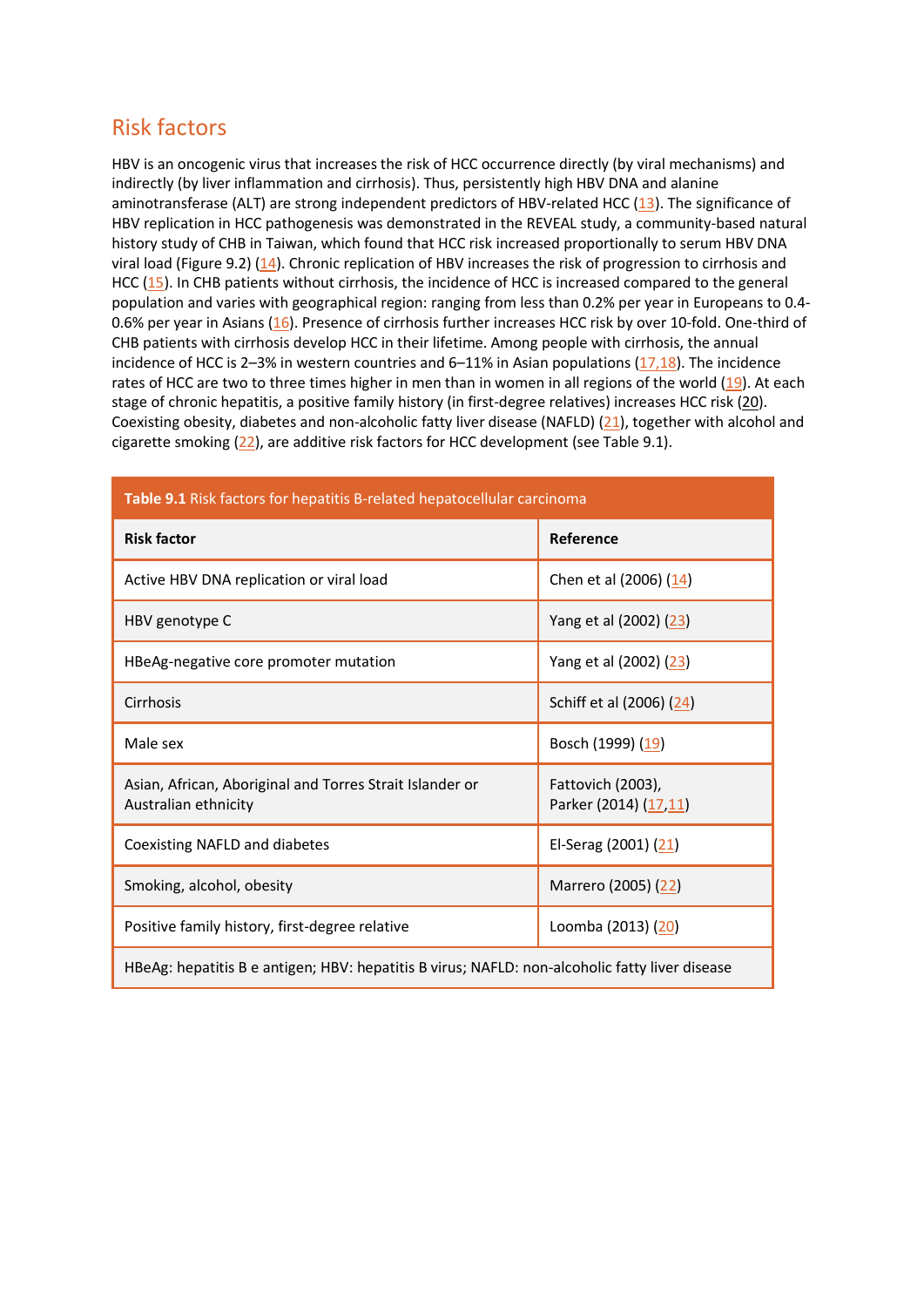## Risk factors

HBV is an oncogenic virus that increases the risk of HCC occurrence directly (by viral mechanisms) and indirectly (by liver inflammation and cirrhosis). Thus, persistently high HBV DNA and alanine aminotransferase (ALT) are strong independent predictors of HBV-related HCC (13). The significance of HBV replication in HCC pathogenesis was demonstrated in the REVEAL study, a community-based natural history study of CHB in Taiwan, which found that HCC risk increased proportionally to serum HBV DNA viral load (Figure 9.2) (14). Chronic replication of HBV increases the risk of progression to cirrhosis and HCC (15). In CHB patients without cirrhosis, the incidence of HCC is increased compared to the general population and varies with geographical region: ranging from less than 0.2% per year in Europeans to 0.4-0.6% per year in Asians (16). Presence of cirrhosis further increases HCC risk by over 10-fold. One-third of CHB patients with cirrhosis develop HCC in their lifetime. Among people with cirrhosis, the annual incidence of HCC is 2–3% in western countries and 6–11% in Asian populations (17,18). The incidence rates of HCC are two to three times higher in men than in women in all regions of the world (19). At each stage of chronic hepatitis, a positive family history (in first-degree relatives) increases HCC risk (20). Coexisting obesity, diabetes and non-alcoholic fatty liver disease (NAFLD) (21), together with alcohol and cigarette smoking (22), are additive risk factors for HCC development (see Table 9.1).

**Table 9.1** Risk factors for hepatitis B-related hepatocellular carcinoma

| Risk factor | Reference |
|---|---|
| Active HBV DNA replication or viral load | Chen et al (2006) (14) |
| HBV genotype C | Yang et al (2002) (23) |
| HBeAg-negative core promoter mutation | Yang et al (2002) (23) |
| Cirrhosis | Schiff et al (2006) (24) |
| Male sex | Bosch (1999) (19) |
| Asian, African, Aboriginal and Torres Strait Islander or Australian ethnicity | Fattovich (2003), Parker (2014) (17,11) |
| Coexisting NAFLD and diabetes | El-Serag (2001) (21) |
| Smoking, alcohol, obesity | Marrero (2005) (22) |
| Positive family history, first-degree relative | Loomba (2013) (20) |

HBeAg: hepatitis B e antigen; HBV: hepatitis B virus; NAFLD: non-alcoholic fatty liver disease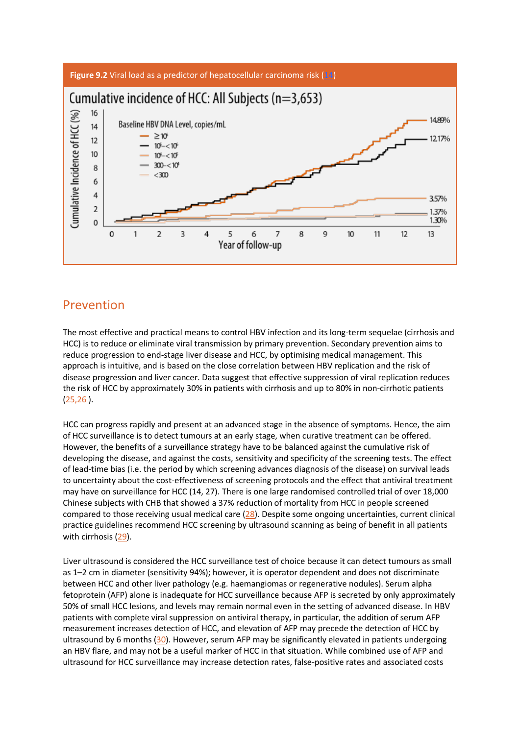**Figure 9.2** Viral load as a predictor of hepatocellular carcinoma risk (14)

Cumulative incidence of HCC: All Subjects (n=3,653)

Cumulative Incidence of HCC (%)

16
14
12
10
8
6
4
2
0

Baseline HBV DNA Level, copies/mL

≥$10^6$
$10^5$–<$10^6$
$10^4$–<$10^5$
300–<$10^4$
<300

14.89%
12.17%
3.57%
1.37%
1.30%

0 1 2 3 4 5 6 7 8 9 10 11 12 13

Year of follow-up

## Prevention

The most effective and practical means to control HBV infection and its long-term sequelae (cirrhosis and HCC) is to reduce or eliminate viral transmission by primary prevention. Secondary prevention aims to reduce progression to end-stage liver disease and HCC, by optimising medical management. This approach is intuitive, and is based on the close correlation between HBV replication and the risk of disease progression and liver cancer. Data suggest that effective suppression of viral replication reduces the risk of HCC by approximately 30% in patients with cirrhosis and up to 80% in non-cirrhotic patients (25,26 ).

HCC can progress rapidly and present at an advanced stage in the absence of symptoms. Hence, the aim of HCC surveillance is to detect tumours at an early stage, when curative treatment can be offered. However, the benefits of a surveillance strategy have to be balanced against the cumulative risk of developing the disease, and against the costs, sensitivity and specificity of the screening tests. The effect of lead-time bias (i.e. the period by which screening advances diagnosis of the disease) on survival leads to uncertainty about the cost-effectiveness of screening protocols and the effect that antiviral treatment may have on surveillance for HCC (14, 27). There is one large randomised controlled trial of over 18,000 Chinese subjects with CHB that showed a 37% reduction of mortality from HCC in people screened compared to those receiving usual medical care (28). Despite some ongoing uncertainties, current clinical practice guidelines recommend HCC screening by ultrasound scanning as being of benefit in all patients with cirrhosis (29).

Liver ultrasound is considered the HCC surveillance test of choice because it can detect tumours as small as 1–2 cm in diameter (sensitivity 94%); however, it is operator dependent and does not discriminate between HCC and other liver pathology (e.g. haemangiomas or regenerative nodules). Serum alpha fetoprotein (AFP) alone is inadequate for HCC surveillance because AFP is secreted by only approximately 50% of small HCC lesions, and levels may remain normal even in the setting of advanced disease. In HBV patients with complete viral suppression on antiviral therapy, in particular, the addition of serum AFP measurement increases detection of HCC, and elevation of AFP may precede the detection of HCC by ultrasound by 6 months (30). However, serum AFP may be significantly elevated in patients undergoing an HBV flare, and may not be a useful marker of HCC in that situation. While combined use of AFP and ultrasound for HCC surveillance may increase detection rates, false-positive rates and associated costs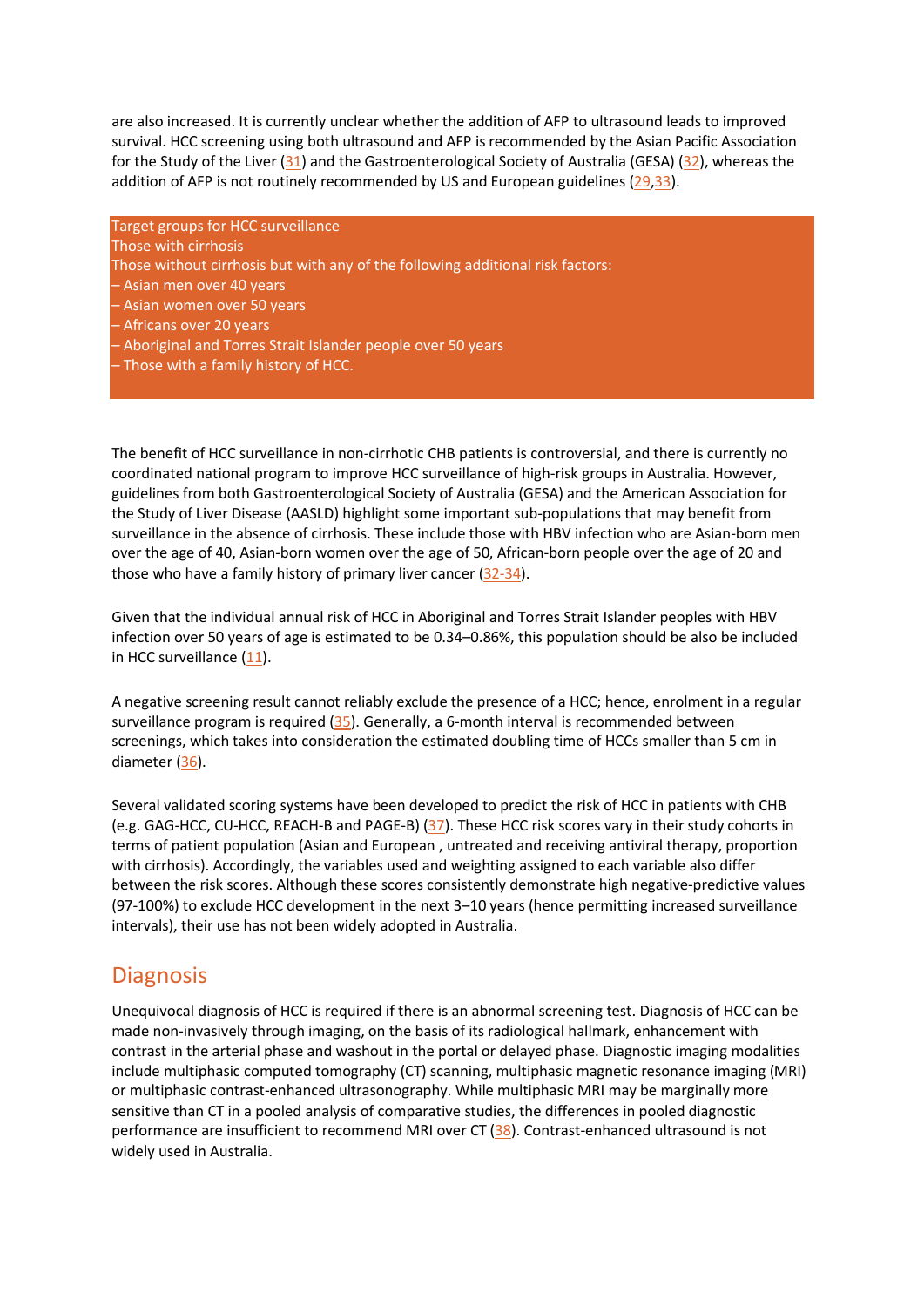are also increased. It is currently unclear whether the addition of AFP to ultrasound leads to improved survival. HCC screening using both ultrasound and AFP is recommended by the Asian Pacific Association for the Study of the Liver (31) and the Gastroenterological Society of Australia (GESA) (32), whereas the addition of AFP is not routinely recommended by US and European guidelines (29,33).

> Target groups for HCC surveillance
> Those with cirrhosis
> Those without cirrhosis but with any of the following additional risk factors:
> – Asian men over 40 years
> – Asian women over 50 years
> – Africans over 20 years
> – Aboriginal and Torres Strait Islander people over 50 years
> – Those with a family history of HCC.

The benefit of HCC surveillance in non-cirrhotic CHB patients is controversial, and there is currently no coordinated national program to improve HCC surveillance of high-risk groups in Australia. However, guidelines from both Gastroenterological Society of Australia (GESA) and the American Association for the Study of Liver Disease (AASLD) highlight some important sub-populations that may benefit from surveillance in the absence of cirrhosis. These include those with HBV infection who are Asian-born men over the age of 40, Asian-born women over the age of 50, African-born people over the age of 20 and those who have a family history of primary liver cancer (32-34).

Given that the individual annual risk of HCC in Aboriginal and Torres Strait Islander peoples with HBV infection over 50 years of age is estimated to be 0.34–0.86%, this population should be also be included in HCC surveillance (11).

A negative screening result cannot reliably exclude the presence of a HCC; hence, enrolment in a regular surveillance program is required (35). Generally, a 6-month interval is recommended between screenings, which takes into consideration the estimated doubling time of HCCs smaller than 5 cm in diameter (36).

Several validated scoring systems have been developed to predict the risk of HCC in patients with CHB (e.g. GAG-HCC, CU-HCC, REACH-B and PAGE-B) (37). These HCC risk scores vary in their study cohorts in terms of patient population (Asian and European , untreated and receiving antiviral therapy, proportion with cirrhosis). Accordingly, the variables used and weighting assigned to each variable also differ between the risk scores. Although these scores consistently demonstrate high negative-predictive values (97-100%) to exclude HCC development in the next 3–10 years (hence permitting increased surveillance intervals), their use has not been widely adopted in Australia.

## Diagnosis

Unequivocal diagnosis of HCC is required if there is an abnormal screening test. Diagnosis of HCC can be made non-invasively through imaging, on the basis of its radiological hallmark, enhancement with contrast in the arterial phase and washout in the portal or delayed phase. Diagnostic imaging modalities include multiphasic computed tomography (CT) scanning, multiphasic magnetic resonance imaging (MRI) or multiphasic contrast-enhanced ultrasonography. While multiphasic MRI may be marginally more sensitive than CT in a pooled analysis of comparative studies, the differences in pooled diagnostic performance are insufficient to recommend MRI over CT (38). Contrast-enhanced ultrasound is not widely used in Australia.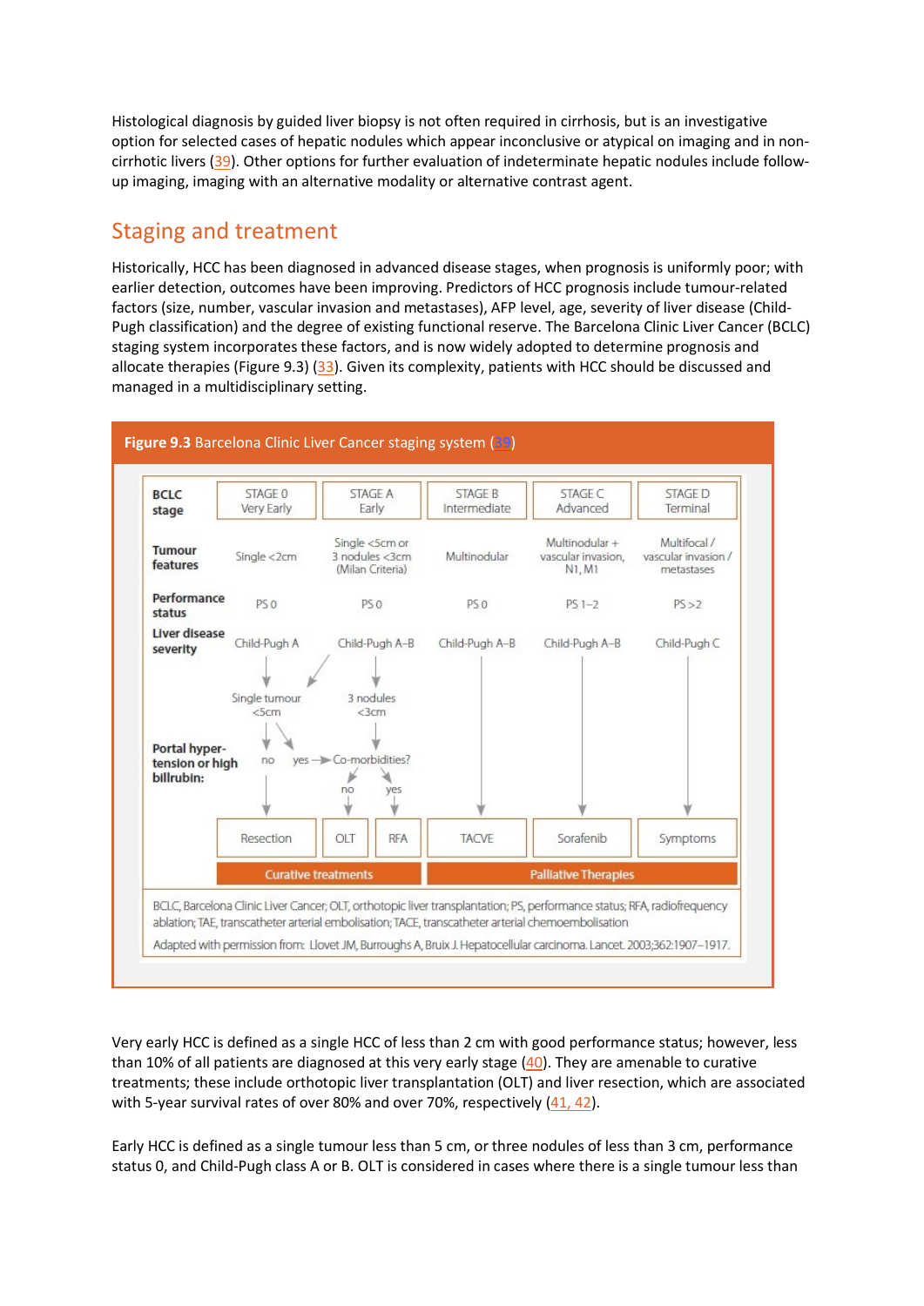Histological diagnosis by guided liver biopsy is not often required in cirrhosis, but is an investigative option for selected cases of hepatic nodules which appear inconclusive or atypical on imaging and in non-cirrhotic livers (39). Other options for further evaluation of indeterminate hepatic nodules include follow-up imaging, imaging with an alternative modality or alternative contrast agent.

## Staging and treatment

Historically, HCC has been diagnosed in advanced disease stages, when prognosis is uniformly poor; with earlier detection, outcomes have been improving. Predictors of HCC prognosis include tumour-related factors (size, number, vascular invasion and metastases), AFP level, age, severity of liver disease (Child-Pugh classification) and the degree of existing functional reserve. The Barcelona Clinic Liver Cancer (BCLC) staging system incorporates these factors, and is now widely adopted to determine prognosis and allocate therapies (Figure 9.3) (33). Given its complexity, patients with HCC should be discussed and managed in a multidisciplinary setting.

**Figure 9.3** Barcelona Clinic Liver Cancer staging system (39)

| **BCLC stage** | STAGE 0 Very Early | STAGE A Early | STAGE B Intermediate | STAGE C Advanced | STAGE D Terminal |
|---|---|---|---|---|---|
| **Tumour features** | Single <2cm | Single <5cm or 3 nodules <3cm (Milan Criteria) | Multinodular | Multinodular + vascular invasion, N1, M1 | Multifocal / vascular invasion / metastases |
| **Performance status** | PS 0 | PS 0 | PS 0 | PS 1–2 | PS >2 |
| **Liver disease severity** | Child-Pugh A | Child-Pugh A–B | Child-Pugh A–B | Child-Pugh A–B | Child-Pugh C |

Single tumour <5cm

3 nodules <3cm

**Portal hyper-tension or high bilirubin:** no / yes → Co-morbidities? no / yes

Resection | OLT | RFA | TACVE | Sorafenib | Symptoms

Curative treatments | Palliative Therapies

BCLC, Barcelona Clinic Liver Cancer; OLT, orthotopic liver transplantation; PS, performance status; RFA, radiofrequency ablation; TAE, transcatheter arterial embolisation; TACE, transcatheter arterial chemoembolisation

Adapted with permission from: Llovet JM, Burroughs A, Bruix J. Hepatocellular carcinoma. Lancet. 2003;362:1907–1917.

Very early HCC is defined as a single HCC of less than 2 cm with good performance status; however, less than 10% of all patients are diagnosed at this very early stage (40). They are amenable to curative treatments; these include orthotopic liver transplantation (OLT) and liver resection, which are associated with 5-year survival rates of over 80% and over 70%, respectively (41, 42).

Early HCC is defined as a single tumour less than 5 cm, or three nodules of less than 3 cm, performance status 0, and Child-Pugh class A or B. OLT is considered in cases where there is a single tumour less than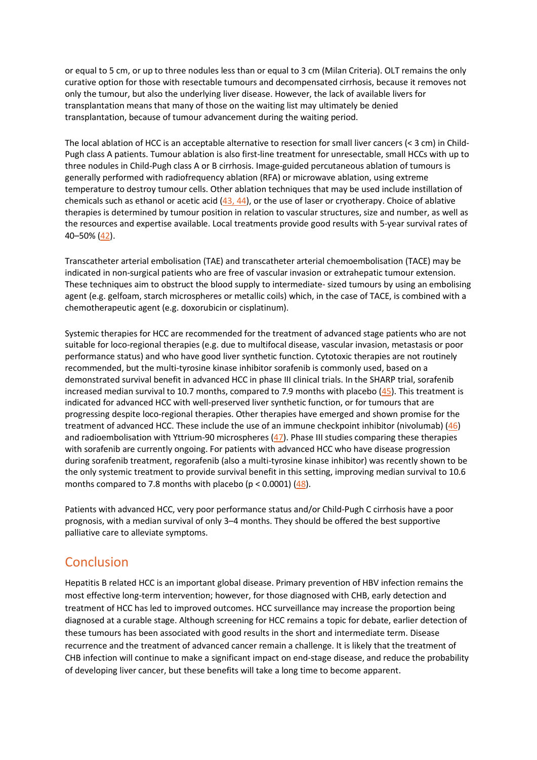or equal to 5 cm, or up to three nodules less than or equal to 3 cm (Milan Criteria). OLT remains the only curative option for those with resectable tumours and decompensated cirrhosis, because it removes not only the tumour, but also the underlying liver disease. However, the lack of available livers for transplantation means that many of those on the waiting list may ultimately be denied transplantation, because of tumour advancement during the waiting period.

The local ablation of HCC is an acceptable alternative to resection for small liver cancers (< 3 cm) in Child-Pugh class A patients. Tumour ablation is also first-line treatment for unresectable, small HCCs with up to three nodules in Child-Pugh class A or B cirrhosis. Image-guided percutaneous ablation of tumours is generally performed with radiofrequency ablation (RFA) or microwave ablation, using extreme temperature to destroy tumour cells. Other ablation techniques that may be used include instillation of chemicals such as ethanol or acetic acid (43, 44), or the use of laser or cryotherapy. Choice of ablative therapies is determined by tumour position in relation to vascular structures, size and number, as well as the resources and expertise available. Local treatments provide good results with 5-year survival rates of 40–50% (42).

Transcatheter arterial embolisation (TAE) and transcatheter arterial chemoembolisation (TACE) may be indicated in non-surgical patients who are free of vascular invasion or extrahepatic tumour extension. These techniques aim to obstruct the blood supply to intermediate- sized tumours by using an embolising agent (e.g. gelfoam, starch microspheres or metallic coils) which, in the case of TACE, is combined with a chemotherapeutic agent (e.g. doxorubicin or cisplatinum).

Systemic therapies for HCC are recommended for the treatment of advanced stage patients who are not suitable for loco-regional therapies (e.g. due to multifocal disease, vascular invasion, metastasis or poor performance status) and who have good liver synthetic function. Cytotoxic therapies are not routinely recommended, but the multi-tyrosine kinase inhibitor sorafenib is commonly used, based on a demonstrated survival benefit in advanced HCC in phase III clinical trials. In the SHARP trial, sorafenib increased median survival to 10.7 months, compared to 7.9 months with placebo (45). This treatment is indicated for advanced HCC with well-preserved liver synthetic function, or for tumours that are progressing despite loco-regional therapies. Other therapies have emerged and shown promise for the treatment of advanced HCC. These include the use of an immune checkpoint inhibitor (nivolumab) (46) and radioembolisation with Yttrium-90 microspheres (47). Phase III studies comparing these therapies with sorafenib are currently ongoing. For patients with advanced HCC who have disease progression during sorafenib treatment, regorafenib (also a multi-tyrosine kinase inhibitor) was recently shown to be the only systemic treatment to provide survival benefit in this setting, improving median survival to 10.6 months compared to 7.8 months with placebo ($p < 0.0001$) (48).

Patients with advanced HCC, very poor performance status and/or Child-Pugh C cirrhosis have a poor prognosis, with a median survival of only 3–4 months. They should be offered the best supportive palliative care to alleviate symptoms.

## Conclusion

Hepatitis B related HCC is an important global disease. Primary prevention of HBV infection remains the most effective long-term intervention; however, for those diagnosed with CHB, early detection and treatment of HCC has led to improved outcomes. HCC surveillance may increase the proportion being diagnosed at a curable stage. Although screening for HCC remains a topic for debate, earlier detection of these tumours has been associated with good results in the short and intermediate term. Disease recurrence and the treatment of advanced cancer remain a challenge. It is likely that the treatment of CHB infection will continue to make a significant impact on end-stage disease, and reduce the probability of developing liver cancer, but these benefits will take a long time to become apparent.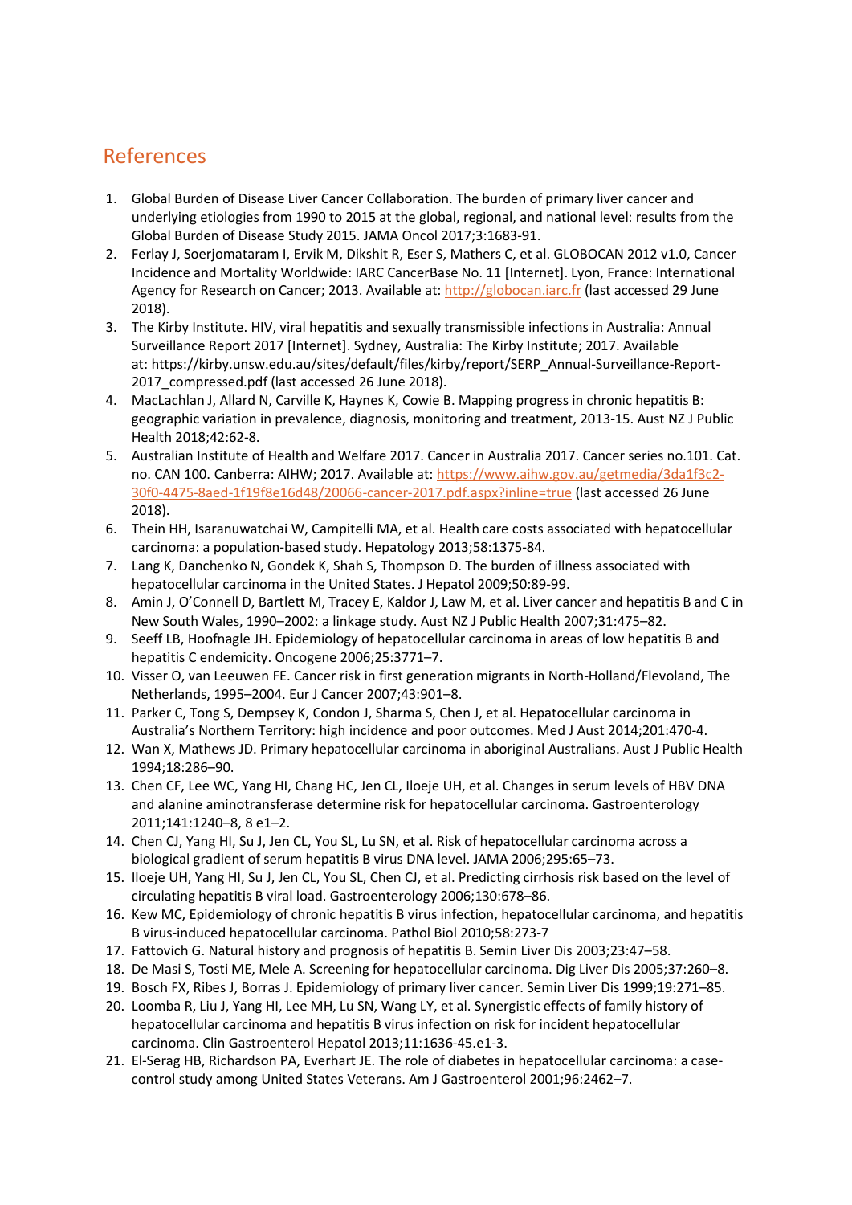## References

1. Global Burden of Disease Liver Cancer Collaboration. The burden of primary liver cancer and underlying etiologies from 1990 to 2015 at the global, regional, and national level: results from the Global Burden of Disease Study 2015. JAMA Oncol 2017;3:1683-91.
2. Ferlay J, Soerjomataram I, Ervik M, Dikshit R, Eser S, Mathers C, et al. GLOBOCAN 2012 v1.0, Cancer Incidence and Mortality Worldwide: IARC CancerBase No. 11 [Internet]. Lyon, France: International Agency for Research on Cancer; 2013. Available at: http://globocan.iarc.fr (last accessed 29 June 2018).
3. The Kirby Institute. HIV, viral hepatitis and sexually transmissible infections in Australia: Annual Surveillance Report 2017 [Internet]. Sydney, Australia: The Kirby Institute; 2017. Available at: https://kirby.unsw.edu.au/sites/default/files/kirby/report/SERP_Annual-Surveillance-Report-2017_compressed.pdf (last accessed 26 June 2018).
4. MacLachlan J, Allard N, Carville K, Haynes K, Cowie B. Mapping progress in chronic hepatitis B: geographic variation in prevalence, diagnosis, monitoring and treatment, 2013-15. Aust NZ J Public Health 2018;42:62-8.
5. Australian Institute of Health and Welfare 2017. Cancer in Australia 2017. Cancer series no.101. Cat. no. CAN 100. Canberra: AIHW; 2017. Available at: https://www.aihw.gov.au/getmedia/3da1f3c2-30f0-4475-8aed-1f19f8e16d48/20066-cancer-2017.pdf.aspx?inline=true (last accessed 26 June 2018).
6. Thein HH, Isaranuwatchai W, Campitelli MA, et al. Health care costs associated with hepatocellular carcinoma: a population-based study. Hepatology 2013;58:1375-84.
7. Lang K, Danchenko N, Gondek K, Shah S, Thompson D. The burden of illness associated with hepatocellular carcinoma in the United States. J Hepatol 2009;50:89-99.
8. Amin J, O'Connell D, Bartlett M, Tracey E, Kaldor J, Law M, et al. Liver cancer and hepatitis B and C in New South Wales, 1990–2002: a linkage study. Aust NZ J Public Health 2007;31:475–82.
9. Seeff LB, Hoofnagle JH. Epidemiology of hepatocellular carcinoma in areas of low hepatitis B and hepatitis C endemicity. Oncogene 2006;25:3771–7.
10. Visser O, van Leeuwen FE. Cancer risk in first generation migrants in North-Holland/Flevoland, The Netherlands, 1995–2004. Eur J Cancer 2007;43:901–8.
11. Parker C, Tong S, Dempsey K, Condon J, Sharma S, Chen J, et al. Hepatocellular carcinoma in Australia's Northern Territory: high incidence and poor outcomes. Med J Aust 2014;201:470-4.
12. Wan X, Mathews JD. Primary hepatocellular carcinoma in aboriginal Australians. Aust J Public Health 1994;18:286–90.
13. Chen CF, Lee WC, Yang HI, Chang HC, Jen CL, Iloeje UH, et al. Changes in serum levels of HBV DNA and alanine aminotransferase determine risk for hepatocellular carcinoma. Gastroenterology 2011;141:1240–8, 8 e1–2.
14. Chen CJ, Yang HI, Su J, Jen CL, You SL, Lu SN, et al. Risk of hepatocellular carcinoma across a biological gradient of serum hepatitis B virus DNA level. JAMA 2006;295:65–73.
15. Iloeje UH, Yang HI, Su J, Jen CL, You SL, Chen CJ, et al. Predicting cirrhosis risk based on the level of circulating hepatitis B viral load. Gastroenterology 2006;130:678–86.
16. Kew MC, Epidemiology of chronic hepatitis B virus infection, hepatocellular carcinoma, and hepatitis B virus-induced hepatocellular carcinoma. Pathol Biol 2010;58:273-7
17. Fattovich G. Natural history and prognosis of hepatitis B. Semin Liver Dis 2003;23:47–58.
18. De Masi S, Tosti ME, Mele A. Screening for hepatocellular carcinoma. Dig Liver Dis 2005;37:260–8.
19. Bosch FX, Ribes J, Borras J. Epidemiology of primary liver cancer. Semin Liver Dis 1999;19:271–85.
20. Loomba R, Liu J, Yang HI, Lee MH, Lu SN, Wang LY, et al. Synergistic effects of family history of hepatocellular carcinoma and hepatitis B virus infection on risk for incident hepatocellular carcinoma. Clin Gastroenterol Hepatol 2013;11:1636-45.e1-3.
21. El-Serag HB, Richardson PA, Everhart JE. The role of diabetes in hepatocellular carcinoma: a case-control study among United States Veterans. Am J Gastroenterol 2001;96:2462–7.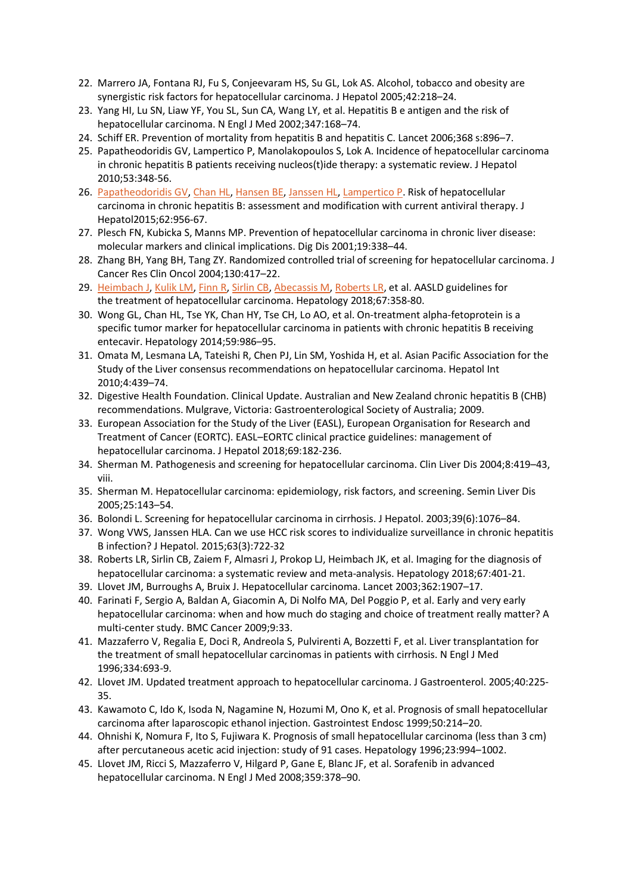22. Marrero JA, Fontana RJ, Fu S, Conjeevaram HS, Su GL, Lok AS. Alcohol, tobacco and obesity are synergistic risk factors for hepatocellular carcinoma. J Hepatol 2005;42:218–24.
23. Yang HI, Lu SN, Liaw YF, You SL, Sun CA, Wang LY, et al. Hepatitis B e antigen and the risk of hepatocellular carcinoma. N Engl J Med 2002;347:168–74.
24. Schiff ER. Prevention of mortality from hepatitis B and hepatitis C. Lancet 2006;368 s:896–7.
25. Papatheodoridis GV, Lampertico P, Manolakopoulos S, Lok A. Incidence of hepatocellular carcinoma in chronic hepatitis B patients receiving nucleos(t)ide therapy: a systematic review. J Hepatol 2010;53:348-56.
26. Papatheodoridis GV, Chan HL, Hansen BE, Janssen HL, Lampertico P. Risk of hepatocellular carcinoma in chronic hepatitis B: assessment and modification with current antiviral therapy. J Hepatol2015;62:956-67.
27. Plesch FN, Kubicka S, Manns MP. Prevention of hepatocellular carcinoma in chronic liver disease: molecular markers and clinical implications. Dig Dis 2001;19:338–44.
28. Zhang BH, Yang BH, Tang ZY. Randomized controlled trial of screening for hepatocellular carcinoma. J Cancer Res Clin Oncol 2004;130:417–22.
29. Heimbach J, Kulik LM, Finn R, Sirlin CB, Abecassis M, Roberts LR, et al. AASLD guidelines for the treatment of hepatocellular carcinoma. Hepatology 2018;67:358-80.
30. Wong GL, Chan HL, Tse YK, Chan HY, Tse CH, Lo AO, et al. On-treatment alpha-fetoprotein is a specific tumor marker for hepatocellular carcinoma in patients with chronic hepatitis B receiving entecavir. Hepatology 2014;59:986–95.
31. Omata M, Lesmana LA, Tateishi R, Chen PJ, Lin SM, Yoshida H, et al. Asian Pacific Association for the Study of the Liver consensus recommendations on hepatocellular carcinoma. Hepatol Int 2010;4:439–74.
32. Digestive Health Foundation. Clinical Update. Australian and New Zealand chronic hepatitis B (CHB) recommendations. Mulgrave, Victoria: Gastroenterological Society of Australia; 2009.
33. European Association for the Study of the Liver (EASL), European Organisation for Research and Treatment of Cancer (EORTC). EASL–EORTC clinical practice guidelines: management of hepatocellular carcinoma. J Hepatol 2018;69:182-236.
34. Sherman M. Pathogenesis and screening for hepatocellular carcinoma. Clin Liver Dis 2004;8:419–43, viii.
35. Sherman M. Hepatocellular carcinoma: epidemiology, risk factors, and screening. Semin Liver Dis 2005;25:143–54.
36. Bolondi L. Screening for hepatocellular carcinoma in cirrhosis. J Hepatol. 2003;39(6):1076–84.
37. Wong VWS, Janssen HLA. Can we use HCC risk scores to individualize surveillance in chronic hepatitis B infection? J Hepatol. 2015;63(3):722-32
38. Roberts LR, Sirlin CB, Zaiem F, Almasri J, Prokop LJ, Heimbach JK, et al. Imaging for the diagnosis of hepatocellular carcinoma: a systematic review and meta-analysis. Hepatology 2018;67:401-21.
39. Llovet JM, Burroughs A, Bruix J. Hepatocellular carcinoma. Lancet 2003;362:1907–17.
40. Farinati F, Sergio A, Baldan A, Giacomin A, Di Nolfo MA, Del Poggio P, et al. Early and very early hepatocellular carcinoma: when and how much do staging and choice of treatment really matter? A multi-center study. BMC Cancer 2009;9:33.
41. Mazzaferro V, Regalia E, Doci R, Andreola S, Pulvirenti A, Bozzetti F, et al. Liver transplantation for the treatment of small hepatocellular carcinomas in patients with cirrhosis. N Engl J Med 1996;334:693-9.
42. Llovet JM. Updated treatment approach to hepatocellular carcinoma. J Gastroenterol. 2005;40:225-35.
43. Kawamoto C, Ido K, Isoda N, Nagamine N, Hozumi M, Ono K, et al. Prognosis of small hepatocellular carcinoma after laparoscopic ethanol injection. Gastrointest Endosc 1999;50:214–20.
44. Ohnishi K, Nomura F, Ito S, Fujiwara K. Prognosis of small hepatocellular carcinoma (less than 3 cm) after percutaneous acetic acid injection: study of 91 cases. Hepatology 1996;23:994–1002.
45. Llovet JM, Ricci S, Mazzaferro V, Hilgard P, Gane E, Blanc JF, et al. Sorafenib in advanced hepatocellular carcinoma. N Engl J Med 2008;359:378–90.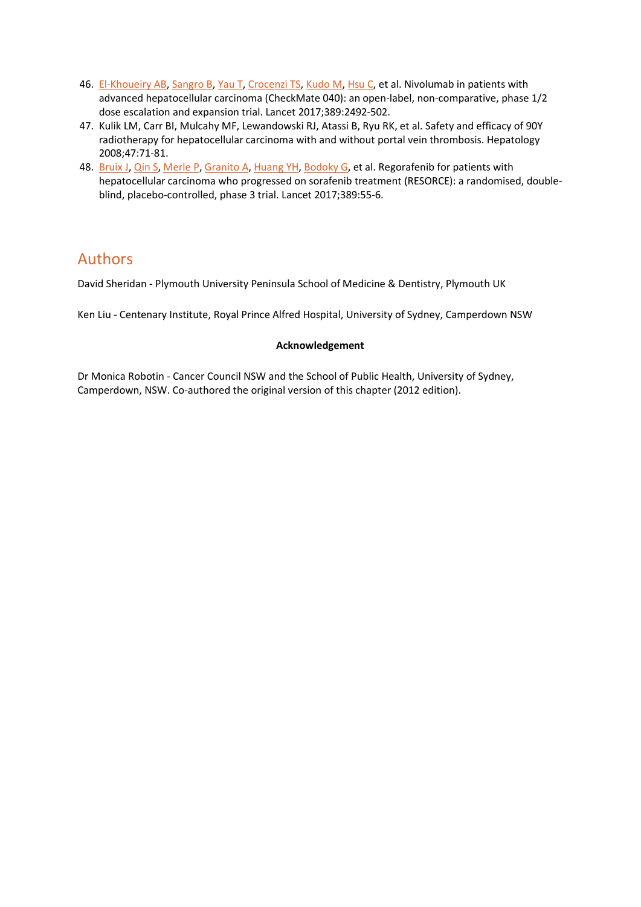46. El-Khoueiry AB, Sangro B, Yau T, Crocenzi TS, Kudo M, Hsu C, et al. Nivolumab in patients with advanced hepatocellular carcinoma (CheckMate 040): an open-label, non-comparative, phase 1/2 dose escalation and expansion trial. Lancet 2017;389:2492-502.
47. Kulik LM, Carr BI, Mulcahy MF, Lewandowski RJ, Atassi B, Ryu RK, et al. Safety and efficacy of 90Y radiotherapy for hepatocellular carcinoma with and without portal vein thrombosis. Hepatology 2008;47:71-81.
48. Bruix J, Qin S, Merle P, Granito A, Huang YH, Bodoky G, et al. Regorafenib for patients with hepatocellular carcinoma who progressed on sorafenib treatment (RESORCE): a randomised, double-blind, placebo-controlled, phase 3 trial. Lancet 2017;389:55-6.

## Authors

David Sheridan - Plymouth University Peninsula School of Medicine & Dentistry, Plymouth UK

Ken Liu - Centenary Institute, Royal Prince Alfred Hospital, University of Sydney, Camperdown NSW

**Acknowledgement**

Dr Monica Robotin - Cancer Council NSW and the School of Public Health, University of Sydney, Camperdown, NSW. Co-authored the original version of this chapter (2012 edition).